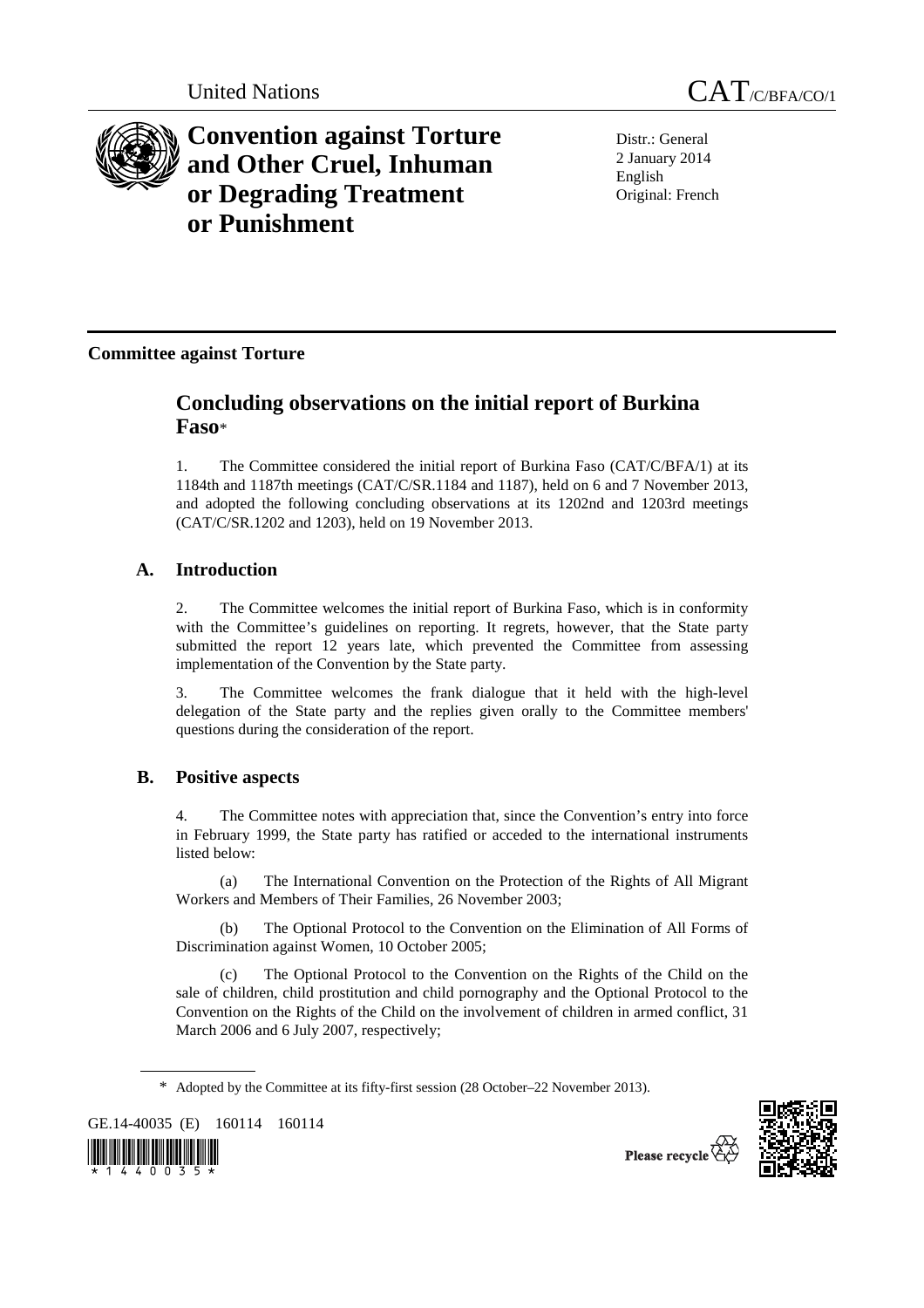United Nations CAT/C/BFA/CO/1

# Convention against Torture and Other Cruel, Inhuman or Degrading Treatment or Punishment

Distr.: General
2 January 2014
English
Original: French

**Committee against Torture**

## Concluding observations on the initial report of Burkina Faso*

1. The Committee considered the initial report of Burkina Faso (CAT/C/BFA/1) at its 1184th and 1187th meetings (CAT/C/SR.1184 and 1187), held on 6 and 7 November 2013, and adopted the following concluding observations at its 1202nd and 1203rd meetings (CAT/C/SR.1202 and 1203), held on 19 November 2013.

### A. Introduction

2. The Committee welcomes the initial report of Burkina Faso, which is in conformity with the Committee's guidelines on reporting. It regrets, however, that the State party submitted the report 12 years late, which prevented the Committee from assessing implementation of the Convention by the State party.

3. The Committee welcomes the frank dialogue that it held with the high-level delegation of the State party and the replies given orally to the Committee members' questions during the consideration of the report.

### B. Positive aspects

4. The Committee notes with appreciation that, since the Convention's entry into force in February 1999, the State party has ratified or acceded to the international instruments listed below:

(a) The International Convention on the Protection of the Rights of All Migrant Workers and Members of Their Families, 26 November 2003;

(b) The Optional Protocol to the Convention on the Elimination of All Forms of Discrimination against Women, 10 October 2005;

(c) The Optional Protocol to the Convention on the Rights of the Child on the sale of children, child prostitution and child pornography and the Optional Protocol to the Convention on the Rights of the Child on the involvement of children in armed conflict, 31 March 2006 and 6 July 2007, respectively;

* Adopted by the Committee at its fifty-first session (28 October–22 November 2013).

GE.14-40035 (E) 160114 160114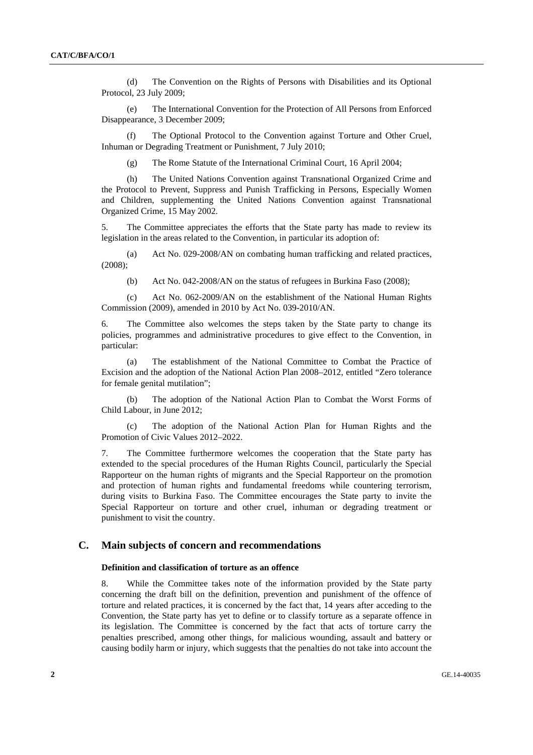(d) The Convention on the Rights of Persons with Disabilities and its Optional Protocol, 23 July 2009;

(e) The International Convention for the Protection of All Persons from Enforced Disappearance, 3 December 2009;

(f) The Optional Protocol to the Convention against Torture and Other Cruel, Inhuman or Degrading Treatment or Punishment, 7 July 2010;

(g) The Rome Statute of the International Criminal Court, 16 April 2004;

(h) The United Nations Convention against Transnational Organized Crime and the Protocol to Prevent, Suppress and Punish Trafficking in Persons, Especially Women and Children, supplementing the United Nations Convention against Transnational Organized Crime, 15 May 2002.

5. The Committee appreciates the efforts that the State party has made to review its legislation in the areas related to the Convention, in particular its adoption of:

(a) Act No. 029-2008/AN on combating human trafficking and related practices, (2008);

(b) Act No. 042-2008/AN on the status of refugees in Burkina Faso (2008);

(c) Act No. 062-2009/AN on the establishment of the National Human Rights Commission (2009), amended in 2010 by Act No. 039-2010/AN.

6. The Committee also welcomes the steps taken by the State party to change its policies, programmes and administrative procedures to give effect to the Convention, in particular:

(a) The establishment of the National Committee to Combat the Practice of Excision and the adoption of the National Action Plan 2008–2012, entitled "Zero tolerance for female genital mutilation";

(b) The adoption of the National Action Plan to Combat the Worst Forms of Child Labour, in June 2012;

(c) The adoption of the National Action Plan for Human Rights and the Promotion of Civic Values 2012–2022.

7. The Committee furthermore welcomes the cooperation that the State party has extended to the special procedures of the Human Rights Council, particularly the Special Rapporteur on the human rights of migrants and the Special Rapporteur on the promotion and protection of human rights and fundamental freedoms while countering terrorism, during visits to Burkina Faso. The Committee encourages the State party to invite the Special Rapporteur on torture and other cruel, inhuman or degrading treatment or punishment to visit the country.

## C. Main subjects of concern and recommendations

### Definition and classification of torture as an offence

8. While the Committee takes note of the information provided by the State party concerning the draft bill on the definition, prevention and punishment of the offence of torture and related practices, it is concerned by the fact that, 14 years after acceding to the Convention, the State party has yet to define or to classify torture as a separate offence in its legislation. The Committee is concerned by the fact that acts of torture carry the penalties prescribed, among other things, for malicious wounding, assault and battery or causing bodily harm or injury, which suggests that the penalties do not take into account the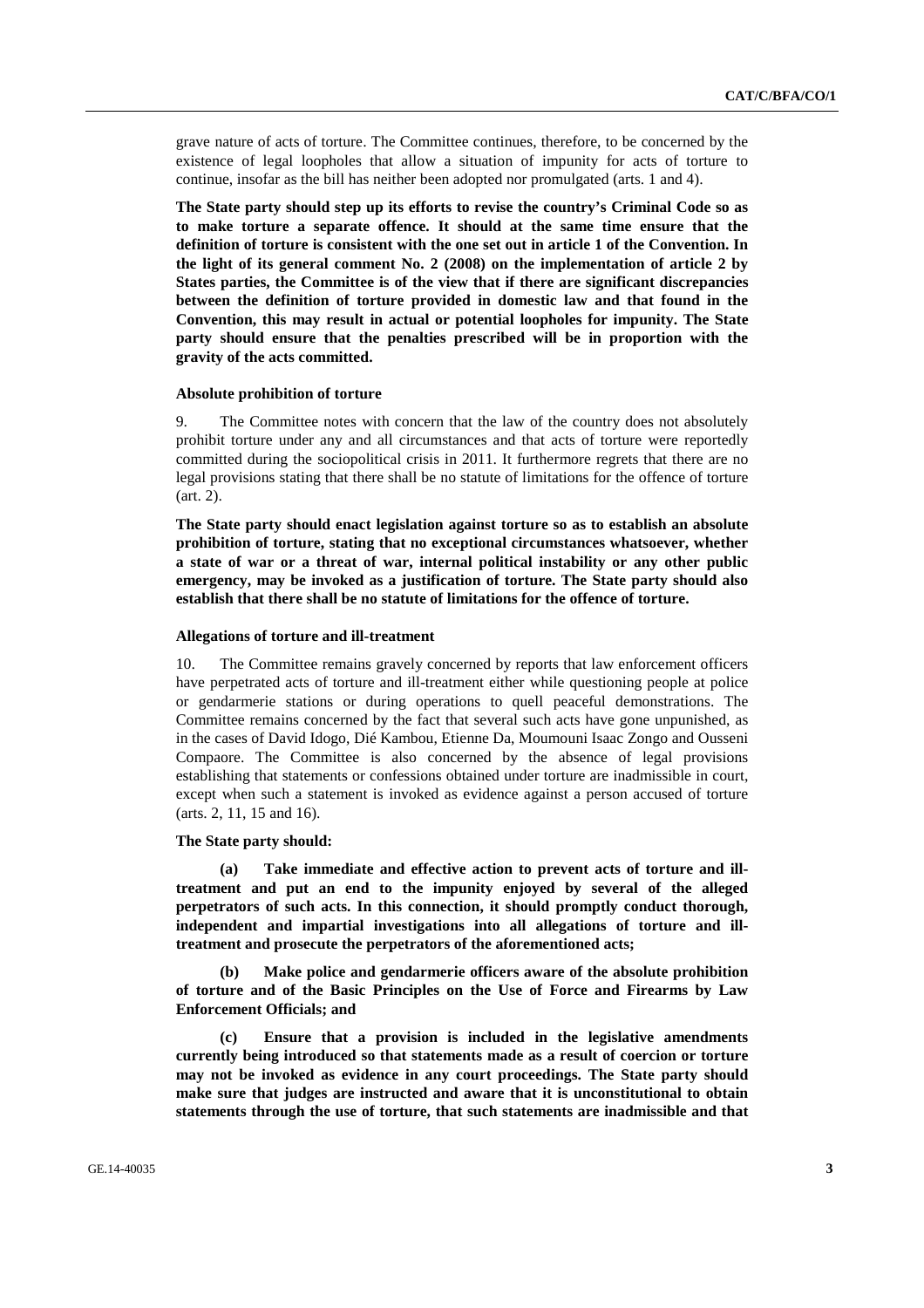grave nature of acts of torture. The Committee continues, therefore, to be concerned by the existence of legal loopholes that allow a situation of impunity for acts of torture to continue, insofar as the bill has neither been adopted nor promulgated (arts. 1 and 4).

**The State party should step up its efforts to revise the country's Criminal Code so as to make torture a separate offence. It should at the same time ensure that the definition of torture is consistent with the one set out in article 1 of the Convention. In the light of its general comment No. 2 (2008) on the implementation of article 2 by States parties, the Committee is of the view that if there are significant discrepancies between the definition of torture provided in domestic law and that found in the Convention, this may result in actual or potential loopholes for impunity. The State party should ensure that the penalties prescribed will be in proportion with the gravity of the acts committed.**

#### Absolute prohibition of torture

9. The Committee notes with concern that the law of the country does not absolutely prohibit torture under any and all circumstances and that acts of torture were reportedly committed during the sociopolitical crisis in 2011. It furthermore regrets that there are no legal provisions stating that there shall be no statute of limitations for the offence of torture (art. 2).

**The State party should enact legislation against torture so as to establish an absolute prohibition of torture, stating that no exceptional circumstances whatsoever, whether a state of war or a threat of war, internal political instability or any other public emergency, may be invoked as a justification of torture. The State party should also establish that there shall be no statute of limitations for the offence of torture.**

#### Allegations of torture and ill-treatment

10. The Committee remains gravely concerned by reports that law enforcement officers have perpetrated acts of torture and ill-treatment either while questioning people at police or gendarmerie stations or during operations to quell peaceful demonstrations. The Committee remains concerned by the fact that several such acts have gone unpunished, as in the cases of David Idogo, Dié Kambou, Etienne Da, Moumouni Isaac Zongo and Ousseni Compaore. The Committee is also concerned by the absence of legal provisions establishing that statements or confessions obtained under torture are inadmissible in court, except when such a statement is invoked as evidence against a person accused of torture (arts. 2, 11, 15 and 16).

**The State party should:**

**(a) Take immediate and effective action to prevent acts of torture and ill-treatment and put an end to the impunity enjoyed by several of the alleged perpetrators of such acts. In this connection, it should promptly conduct thorough, independent and impartial investigations into all allegations of torture and ill-treatment and prosecute the perpetrators of the aforementioned acts;**

**(b) Make police and gendarmerie officers aware of the absolute prohibition of torture and of the Basic Principles on the Use of Force and Firearms by Law Enforcement Officials; and**

**(c) Ensure that a provision is included in the legislative amendments currently being introduced so that statements made as a result of coercion or torture may not be invoked as evidence in any court proceedings. The State party should make sure that judges are instructed and aware that it is unconstitutional to obtain statements through the use of torture, that such statements are inadmissible and that**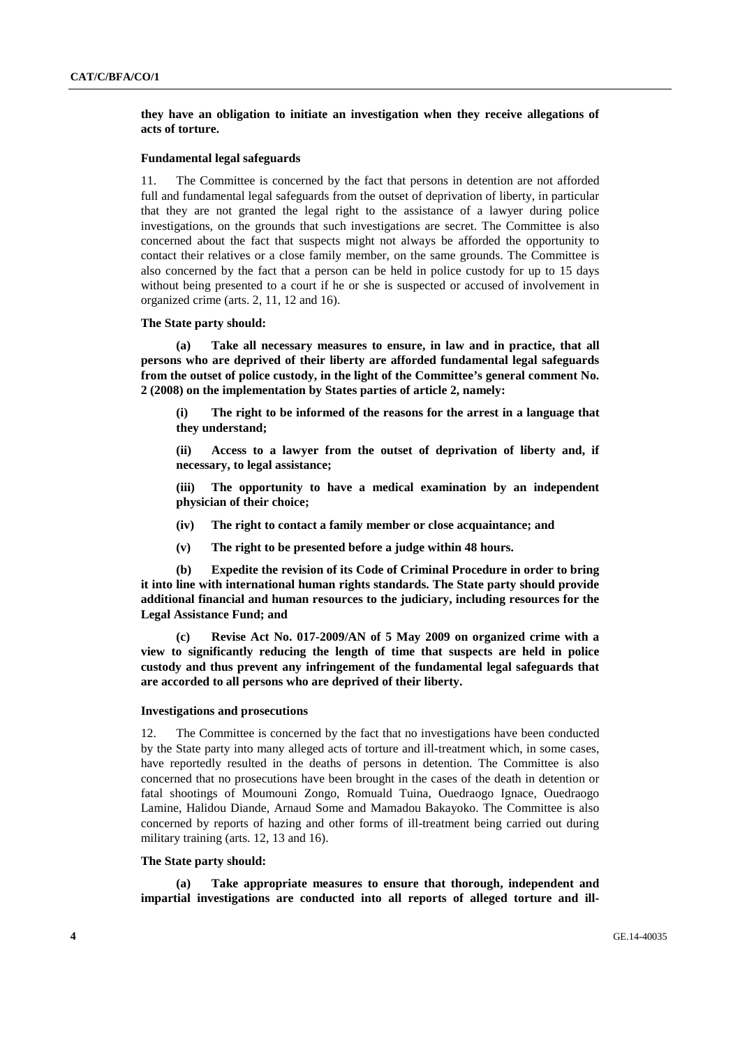**they have an obligation to initiate an investigation when they receive allegations of acts of torture.**

#### Fundamental legal safeguards

11. The Committee is concerned by the fact that persons in detention are not afforded full and fundamental legal safeguards from the outset of deprivation of liberty, in particular that they are not granted the legal right to the assistance of a lawyer during police investigations, on the grounds that such investigations are secret. The Committee is also concerned about the fact that suspects might not always be afforded the opportunity to contact their relatives or a close family member, on the same grounds. The Committee is also concerned by the fact that a person can be held in police custody for up to 15 days without being presented to a court if he or she is suspected or accused of involvement in organized crime (arts. 2, 11, 12 and 16).

**The State party should:**

**(a) Take all necessary measures to ensure, in law and in practice, that all persons who are deprived of their liberty are afforded fundamental legal safeguards from the outset of police custody, in the light of the Committee's general comment No. 2 (2008) on the implementation by States parties of article 2, namely:**

**(i) The right to be informed of the reasons for the arrest in a language that they understand;**

**(ii) Access to a lawyer from the outset of deprivation of liberty and, if necessary, to legal assistance;**

**(iii) The opportunity to have a medical examination by an independent physician of their choice;**

**(iv) The right to contact a family member or close acquaintance; and**

**(v) The right to be presented before a judge within 48 hours.**

**(b) Expedite the revision of its Code of Criminal Procedure in order to bring it into line with international human rights standards. The State party should provide additional financial and human resources to the judiciary, including resources for the Legal Assistance Fund; and**

**(c) Revise Act No. 017-2009/AN of 5 May 2009 on organized crime with a view to significantly reducing the length of time that suspects are held in police custody and thus prevent any infringement of the fundamental legal safeguards that are accorded to all persons who are deprived of their liberty.**

#### Investigations and prosecutions

12. The Committee is concerned by the fact that no investigations have been conducted by the State party into many alleged acts of torture and ill-treatment which, in some cases, have reportedly resulted in the deaths of persons in detention. The Committee is also concerned that no prosecutions have been brought in the cases of the death in detention or fatal shootings of Moumouni Zongo, Romuald Tuina, Ouedraogo Ignace, Ouedraogo Lamine, Halidou Diande, Arnaud Some and Mamadou Bakayoko. The Committee is also concerned by reports of hazing and other forms of ill-treatment being carried out during military training (arts. 12, 13 and 16).

**The State party should:**

**(a) Take appropriate measures to ensure that thorough, independent and impartial investigations are conducted into all reports of alleged torture and ill-**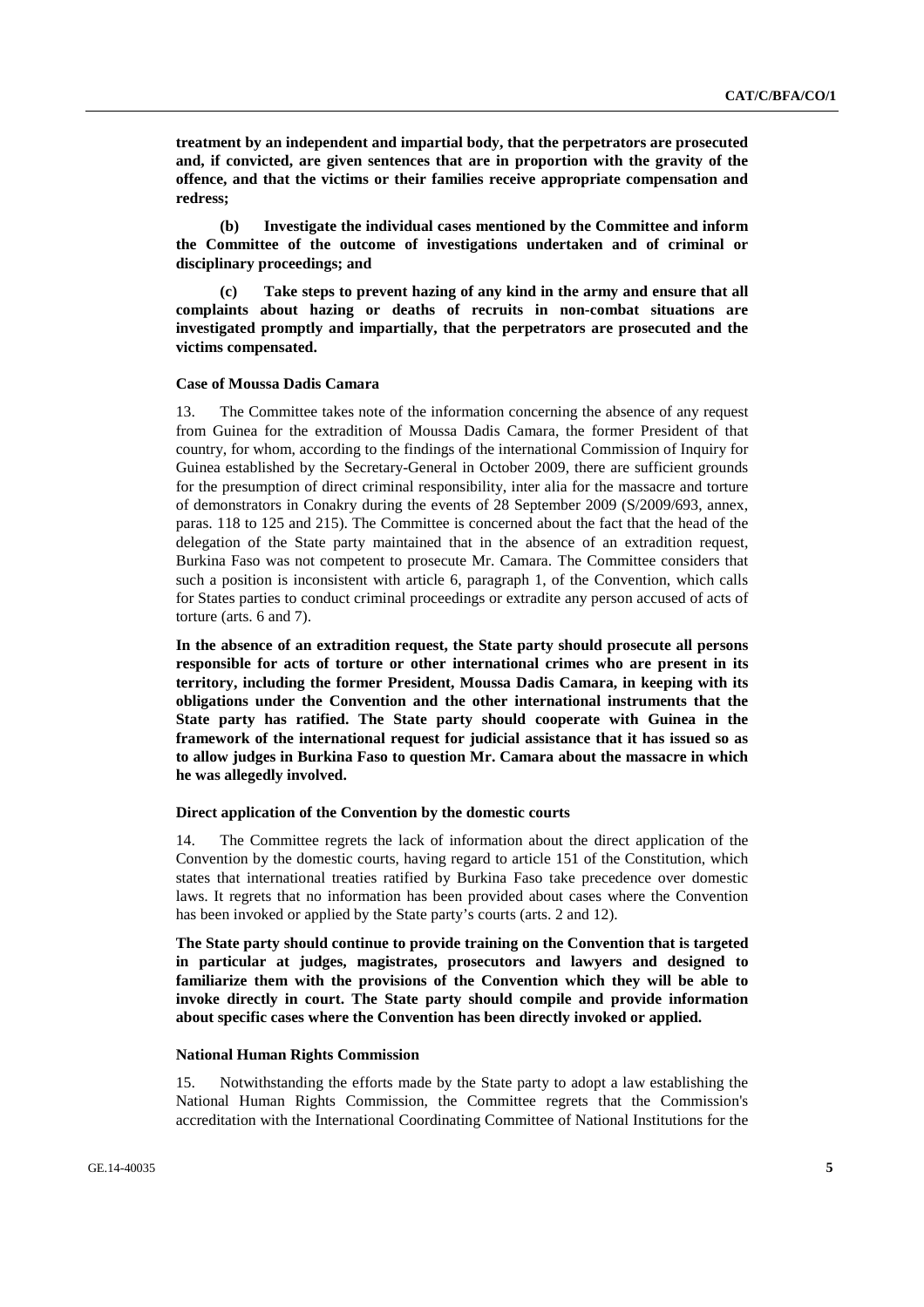**treatment by an independent and impartial body, that the perpetrators are prosecuted and, if convicted, are given sentences that are in proportion with the gravity of the offence, and that the victims or their families receive appropriate compensation and redress;**

**(b) Investigate the individual cases mentioned by the Committee and inform the Committee of the outcome of investigations undertaken and of criminal or disciplinary proceedings; and**

**(c) Take steps to prevent hazing of any kind in the army and ensure that all complaints about hazing or deaths of recruits in non-combat situations are investigated promptly and impartially, that the perpetrators are prosecuted and the victims compensated.**

#### Case of Moussa Dadis Camara

13. The Committee takes note of the information concerning the absence of any request from Guinea for the extradition of Moussa Dadis Camara, the former President of that country, for whom, according to the findings of the international Commission of Inquiry for Guinea established by the Secretary-General in October 2009, there are sufficient grounds for the presumption of direct criminal responsibility, inter alia for the massacre and torture of demonstrators in Conakry during the events of 28 September 2009 (S/2009/693, annex, paras. 118 to 125 and 215). The Committee is concerned about the fact that the head of the delegation of the State party maintained that in the absence of an extradition request, Burkina Faso was not competent to prosecute Mr. Camara. The Committee considers that such a position is inconsistent with article 6, paragraph 1, of the Convention, which calls for States parties to conduct criminal proceedings or extradite any person accused of acts of torture (arts. 6 and 7).

**In the absence of an extradition request, the State party should prosecute all persons responsible for acts of torture or other international crimes who are present in its territory, including the former President, Moussa Dadis Camara, in keeping with its obligations under the Convention and the other international instruments that the State party has ratified. The State party should cooperate with Guinea in the framework of the international request for judicial assistance that it has issued so as to allow judges in Burkina Faso to question Mr. Camara about the massacre in which he was allegedly involved.**

#### Direct application of the Convention by the domestic courts

14. The Committee regrets the lack of information about the direct application of the Convention by the domestic courts, having regard to article 151 of the Constitution, which states that international treaties ratified by Burkina Faso take precedence over domestic laws. It regrets that no information has been provided about cases where the Convention has been invoked or applied by the State party's courts (arts. 2 and 12).

**The State party should continue to provide training on the Convention that is targeted in particular at judges, magistrates, prosecutors and lawyers and designed to familiarize them with the provisions of the Convention which they will be able to invoke directly in court. The State party should compile and provide information about specific cases where the Convention has been directly invoked or applied.**

#### National Human Rights Commission

15. Notwithstanding the efforts made by the State party to adopt a law establishing the National Human Rights Commission, the Committee regrets that the Commission's accreditation with the International Coordinating Committee of National Institutions for the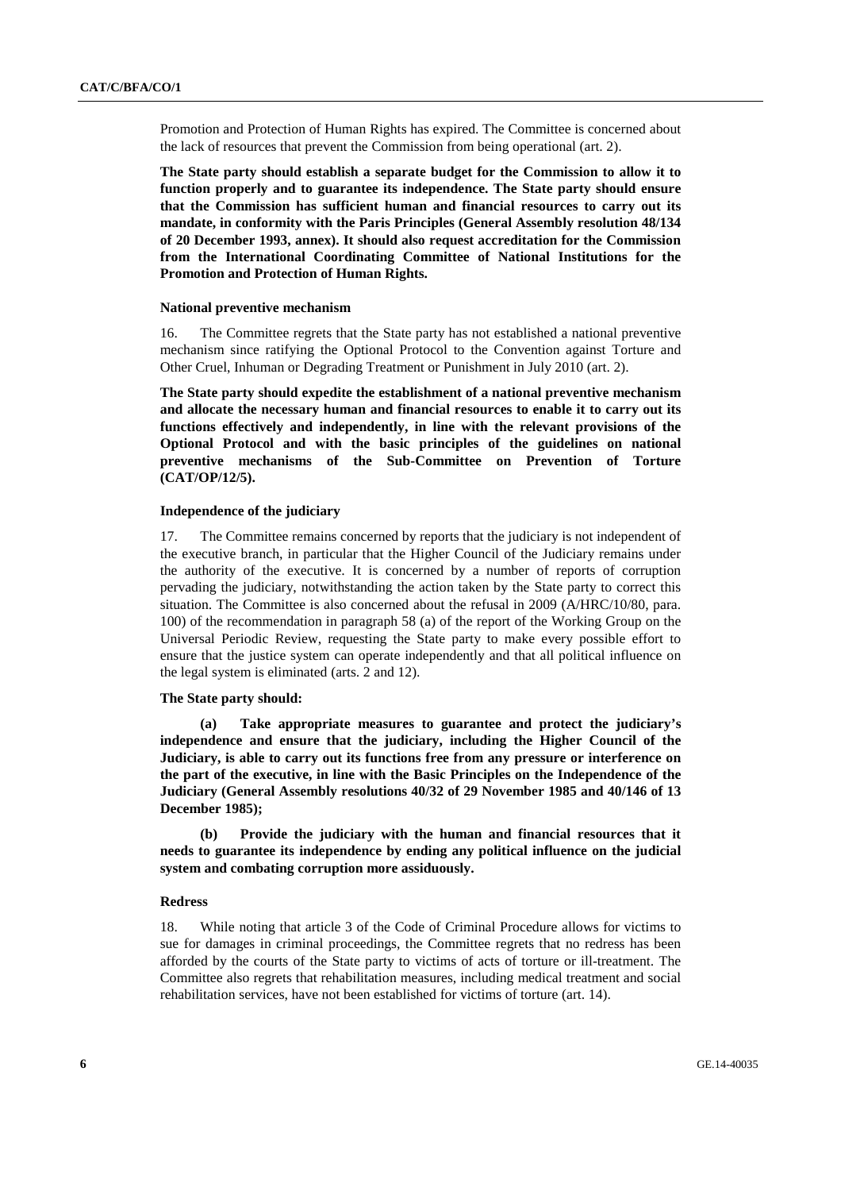Promotion and Protection of Human Rights has expired. The Committee is concerned about the lack of resources that prevent the Commission from being operational (art. 2).

**The State party should establish a separate budget for the Commission to allow it to function properly and to guarantee its independence. The State party should ensure that the Commission has sufficient human and financial resources to carry out its mandate, in conformity with the Paris Principles (General Assembly resolution 48/134 of 20 December 1993, annex). It should also request accreditation for the Commission from the International Coordinating Committee of National Institutions for the Promotion and Protection of Human Rights.**

#### National preventive mechanism

16. The Committee regrets that the State party has not established a national preventive mechanism since ratifying the Optional Protocol to the Convention against Torture and Other Cruel, Inhuman or Degrading Treatment or Punishment in July 2010 (art. 2).

**The State party should expedite the establishment of a national preventive mechanism and allocate the necessary human and financial resources to enable it to carry out its functions effectively and independently, in line with the relevant provisions of the Optional Protocol and with the basic principles of the guidelines on national preventive mechanisms of the Sub-Committee on Prevention of Torture (CAT/OP/12/5).**

#### Independence of the judiciary

17. The Committee remains concerned by reports that the judiciary is not independent of the executive branch, in particular that the Higher Council of the Judiciary remains under the authority of the executive. It is concerned by a number of reports of corruption pervading the judiciary, notwithstanding the action taken by the State party to correct this situation. The Committee is also concerned about the refusal in 2009 (A/HRC/10/80, para. 100) of the recommendation in paragraph 58 (a) of the report of the Working Group on the Universal Periodic Review, requesting the State party to make every possible effort to ensure that the justice system can operate independently and that all political influence on the legal system is eliminated (arts. 2 and 12).

**The State party should:**

**(a) Take appropriate measures to guarantee and protect the judiciary's independence and ensure that the judiciary, including the Higher Council of the Judiciary, is able to carry out its functions free from any pressure or interference on the part of the executive, in line with the Basic Principles on the Independence of the Judiciary (General Assembly resolutions 40/32 of 29 November 1985 and 40/146 of 13 December 1985);**

**(b) Provide the judiciary with the human and financial resources that it needs to guarantee its independence by ending any political influence on the judicial system and combating corruption more assiduously.**

#### Redress

18. While noting that article 3 of the Code of Criminal Procedure allows for victims to sue for damages in criminal proceedings, the Committee regrets that no redress has been afforded by the courts of the State party to victims of acts of torture or ill-treatment. The Committee also regrets that rehabilitation measures, including medical treatment and social rehabilitation services, have not been established for victims of torture (art. 14).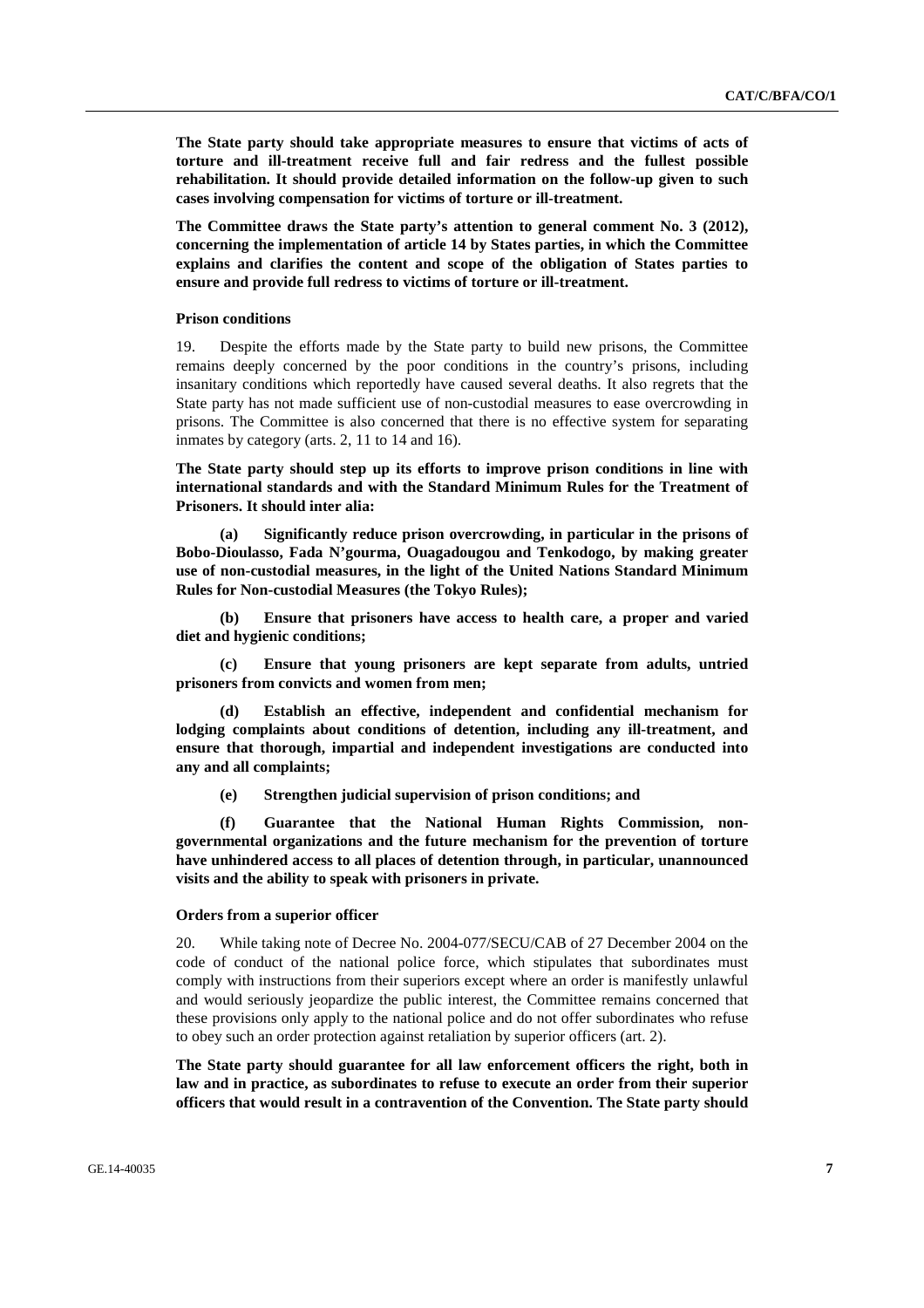**The State party should take appropriate measures to ensure that victims of acts of torture and ill-treatment receive full and fair redress and the fullest possible rehabilitation. It should provide detailed information on the follow-up given to such cases involving compensation for victims of torture or ill-treatment.**

**The Committee draws the State party's attention to general comment No. 3 (2012), concerning the implementation of article 14 by States parties, in which the Committee explains and clarifies the content and scope of the obligation of States parties to ensure and provide full redress to victims of torture or ill-treatment.**

#### Prison conditions

19. Despite the efforts made by the State party to build new prisons, the Committee remains deeply concerned by the poor conditions in the country's prisons, including insanitary conditions which reportedly have caused several deaths. It also regrets that the State party has not made sufficient use of non-custodial measures to ease overcrowding in prisons. The Committee is also concerned that there is no effective system for separating inmates by category (arts. 2, 11 to 14 and 16).

**The State party should step up its efforts to improve prison conditions in line with international standards and with the Standard Minimum Rules for the Treatment of Prisoners. It should inter alia:**

**(a) Significantly reduce prison overcrowding, in particular in the prisons of Bobo-Dioulasso, Fada N'gourma, Ouagadougou and Tenkodogo, by making greater use of non-custodial measures, in the light of the United Nations Standard Minimum Rules for Non-custodial Measures (the Tokyo Rules);**

**(b) Ensure that prisoners have access to health care, a proper and varied diet and hygienic conditions;**

**(c) Ensure that young prisoners are kept separate from adults, untried prisoners from convicts and women from men;**

**(d) Establish an effective, independent and confidential mechanism for lodging complaints about conditions of detention, including any ill-treatment, and ensure that thorough, impartial and independent investigations are conducted into any and all complaints;**

**(e) Strengthen judicial supervision of prison conditions; and**

**(f) Guarantee that the National Human Rights Commission, non-governmental organizations and the future mechanism for the prevention of torture have unhindered access to all places of detention through, in particular, unannounced visits and the ability to speak with prisoners in private.**

#### Orders from a superior officer

20. While taking note of Decree No. 2004-077/SECU/CAB of 27 December 2004 on the code of conduct of the national police force, which stipulates that subordinates must comply with instructions from their superiors except where an order is manifestly unlawful and would seriously jeopardize the public interest, the Committee remains concerned that these provisions only apply to the national police and do not offer subordinates who refuse to obey such an order protection against retaliation by superior officers (art. 2).

**The State party should guarantee for all law enforcement officers the right, both in law and in practice, as subordinates to refuse to execute an order from their superior officers that would result in a contravention of the Convention. The State party should**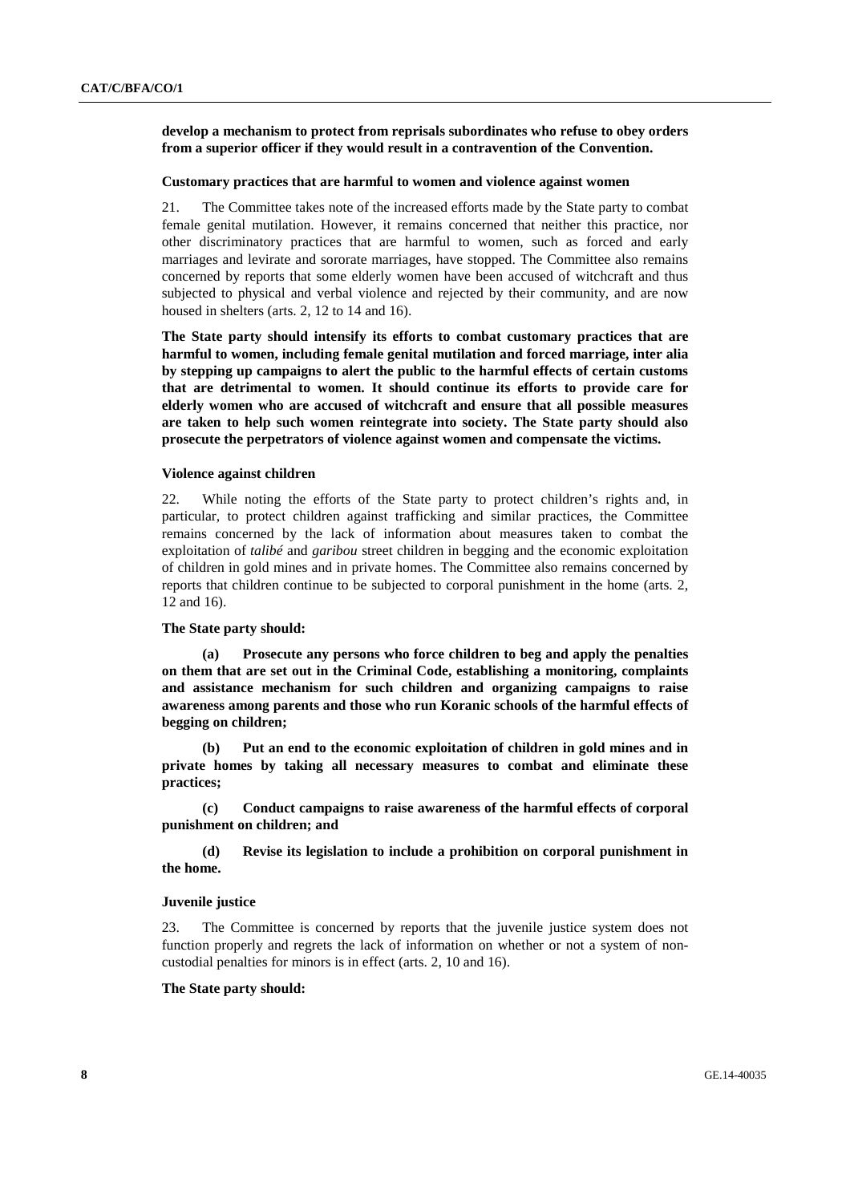**develop a mechanism to protect from reprisals subordinates who refuse to obey orders from a superior officer if they would result in a contravention of the Convention.**

#### Customary practices that are harmful to women and violence against women

21. The Committee takes note of the increased efforts made by the State party to combat female genital mutilation. However, it remains concerned that neither this practice, nor other discriminatory practices that are harmful to women, such as forced and early marriages and levirate and sororate marriages, have stopped. The Committee also remains concerned by reports that some elderly women have been accused of witchcraft and thus subjected to physical and verbal violence and rejected by their community, and are now housed in shelters (arts. 2, 12 to 14 and 16).

**The State party should intensify its efforts to combat customary practices that are harmful to women, including female genital mutilation and forced marriage, inter alia by stepping up campaigns to alert the public to the harmful effects of certain customs that are detrimental to women. It should continue its efforts to provide care for elderly women who are accused of witchcraft and ensure that all possible measures are taken to help such women reintegrate into society. The State party should also prosecute the perpetrators of violence against women and compensate the victims.**

#### Violence against children

22. While noting the efforts of the State party to protect children's rights and, in particular, to protect children against trafficking and similar practices, the Committee remains concerned by the lack of information about measures taken to combat the exploitation of *talibé* and *garibou* street children in begging and the economic exploitation of children in gold mines and in private homes. The Committee also remains concerned by reports that children continue to be subjected to corporal punishment in the home (arts. 2, 12 and 16).

**The State party should:**

**(a) Prosecute any persons who force children to beg and apply the penalties on them that are set out in the Criminal Code, establishing a monitoring, complaints and assistance mechanism for such children and organizing campaigns to raise awareness among parents and those who run Koranic schools of the harmful effects of begging on children;**

**(b) Put an end to the economic exploitation of children in gold mines and in private homes by taking all necessary measures to combat and eliminate these practices;**

**(c) Conduct campaigns to raise awareness of the harmful effects of corporal punishment on children; and**

**(d) Revise its legislation to include a prohibition on corporal punishment in the home.**

#### Juvenile justice

23. The Committee is concerned by reports that the juvenile justice system does not function properly and regrets the lack of information on whether or not a system of non-custodial penalties for minors is in effect (arts. 2, 10 and 16).

**The State party should:**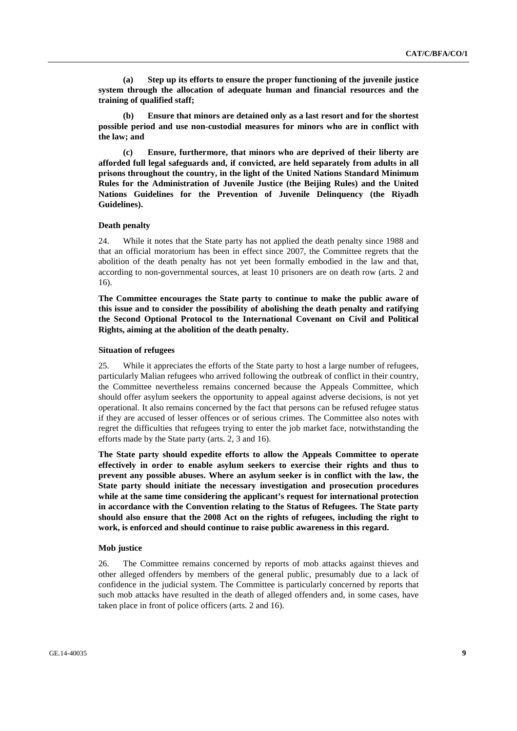**(a) Step up its efforts to ensure the proper functioning of the juvenile justice system through the allocation of adequate human and financial resources and the training of qualified staff;**

**(b) Ensure that minors are detained only as a last resort and for the shortest possible period and use non-custodial measures for minors who are in conflict with the law; and**

**(c) Ensure, furthermore, that minors who are deprived of their liberty are afforded full legal safeguards and, if convicted, are held separately from adults in all prisons throughout the country, in the light of the United Nations Standard Minimum Rules for the Administration of Juvenile Justice (the Beijing Rules) and the United Nations Guidelines for the Prevention of Juvenile Delinquency (the Riyadh Guidelines).**

#### Death penalty

24. While it notes that the State party has not applied the death penalty since 1988 and that an official moratorium has been in effect since 2007, the Committee regrets that the abolition of the death penalty has not yet been formally embodied in the law and that, according to non-governmental sources, at least 10 prisoners are on death row (arts. 2 and 16).

**The Committee encourages the State party to continue to make the public aware of this issue and to consider the possibility of abolishing the death penalty and ratifying the Second Optional Protocol to the International Covenant on Civil and Political Rights, aiming at the abolition of the death penalty.**

#### Situation of refugees

25. While it appreciates the efforts of the State party to host a large number of refugees, particularly Malian refugees who arrived following the outbreak of conflict in their country, the Committee nevertheless remains concerned because the Appeals Committee, which should offer asylum seekers the opportunity to appeal against adverse decisions, is not yet operational. It also remains concerned by the fact that persons can be refused refugee status if they are accused of lesser offences or of serious crimes. The Committee also notes with regret the difficulties that refugees trying to enter the job market face, notwithstanding the efforts made by the State party (arts. 2, 3 and 16).

**The State party should expedite efforts to allow the Appeals Committee to operate effectively in order to enable asylum seekers to exercise their rights and thus to prevent any possible abuses. Where an asylum seeker is in conflict with the law, the State party should initiate the necessary investigation and prosecution procedures while at the same time considering the applicant's request for international protection in accordance with the Convention relating to the Status of Refugees. The State party should also ensure that the 2008 Act on the rights of refugees, including the right to work, is enforced and should continue to raise public awareness in this regard.**

#### Mob justice

26. The Committee remains concerned by reports of mob attacks against thieves and other alleged offenders by members of the general public, presumably due to a lack of confidence in the judicial system. The Committee is particularly concerned by reports that such mob attacks have resulted in the death of alleged offenders and, in some cases, have taken place in front of police officers (arts. 2 and 16).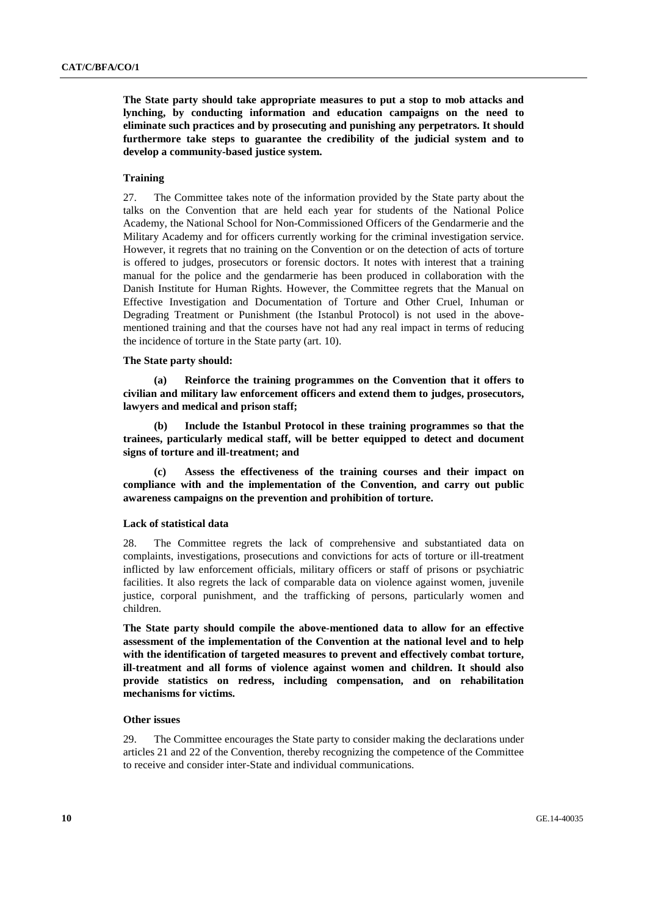**The State party should take appropriate measures to put a stop to mob attacks and lynching, by conducting information and education campaigns on the need to eliminate such practices and by prosecuting and punishing any perpetrators. It should furthermore take steps to guarantee the credibility of the judicial system and to develop a community-based justice system.**

#### Training

27. The Committee takes note of the information provided by the State party about the talks on the Convention that are held each year for students of the National Police Academy, the National School for Non-Commissioned Officers of the Gendarmerie and the Military Academy and for officers currently working for the criminal investigation service. However, it regrets that no training on the Convention or on the detection of acts of torture is offered to judges, prosecutors or forensic doctors. It notes with interest that a training manual for the police and the gendarmerie has been produced in collaboration with the Danish Institute for Human Rights. However, the Committee regrets that the Manual on Effective Investigation and Documentation of Torture and Other Cruel, Inhuman or Degrading Treatment or Punishment (the Istanbul Protocol) is not used in the above-mentioned training and that the courses have not had any real impact in terms of reducing the incidence of torture in the State party (art. 10).

**The State party should:**

**(a) Reinforce the training programmes on the Convention that it offers to civilian and military law enforcement officers and extend them to judges, prosecutors, lawyers and medical and prison staff;**

**(b) Include the Istanbul Protocol in these training programmes so that the trainees, particularly medical staff, will be better equipped to detect and document signs of torture and ill-treatment; and**

**(c) Assess the effectiveness of the training courses and their impact on compliance with and the implementation of the Convention, and carry out public awareness campaigns on the prevention and prohibition of torture.**

#### Lack of statistical data

28. The Committee regrets the lack of comprehensive and substantiated data on complaints, investigations, prosecutions and convictions for acts of torture or ill-treatment inflicted by law enforcement officials, military officers or staff of prisons or psychiatric facilities. It also regrets the lack of comparable data on violence against women, juvenile justice, corporal punishment, and the trafficking of persons, particularly women and children.

**The State party should compile the above-mentioned data to allow for an effective assessment of the implementation of the Convention at the national level and to help with the identification of targeted measures to prevent and effectively combat torture, ill-treatment and all forms of violence against women and children. It should also provide statistics on redress, including compensation, and on rehabilitation mechanisms for victims.**

#### Other issues

29. The Committee encourages the State party to consider making the declarations under articles 21 and 22 of the Convention, thereby recognizing the competence of the Committee to receive and consider inter-State and individual communications.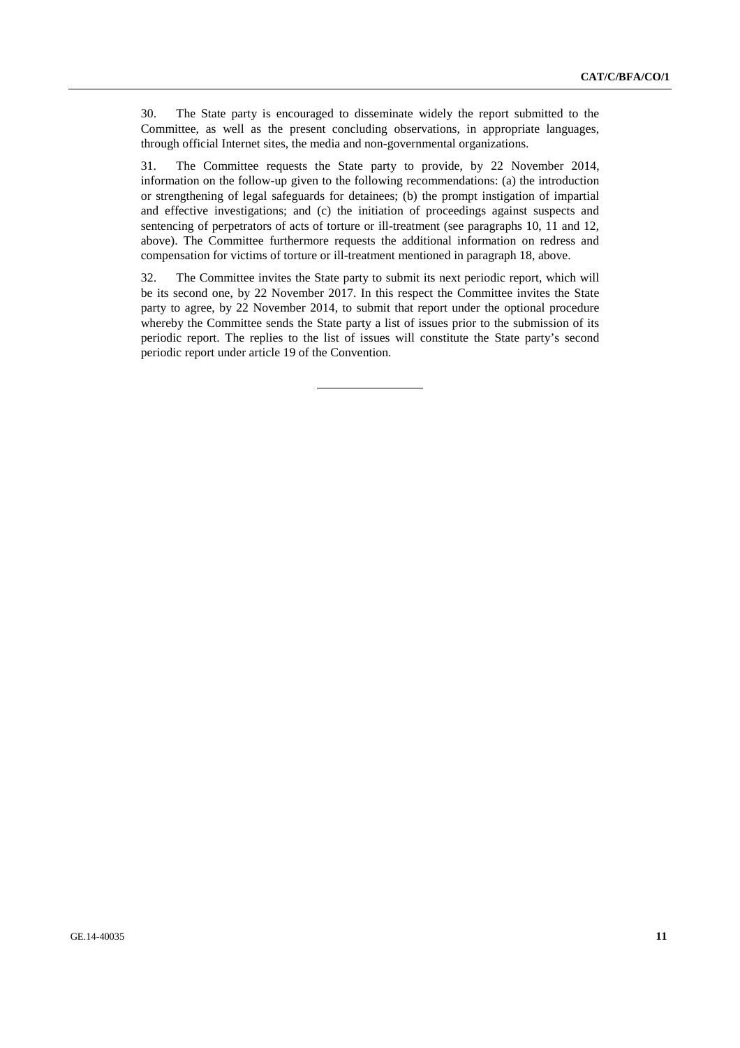30. The State party is encouraged to disseminate widely the report submitted to the Committee, as well as the present concluding observations, in appropriate languages, through official Internet sites, the media and non-governmental organizations.

31. The Committee requests the State party to provide, by 22 November 2014, information on the follow-up given to the following recommendations: (a) the introduction or strengthening of legal safeguards for detainees; (b) the prompt instigation of impartial and effective investigations; and (c) the initiation of proceedings against suspects and sentencing of perpetrators of acts of torture or ill-treatment (see paragraphs 10, 11 and 12, above). The Committee furthermore requests the additional information on redress and compensation for victims of torture or ill-treatment mentioned in paragraph 18, above.

32. The Committee invites the State party to submit its next periodic report, which will be its second one, by 22 November 2017. In this respect the Committee invites the State party to agree, by 22 November 2014, to submit that report under the optional procedure whereby the Committee sends the State party a list of issues prior to the submission of its periodic report. The replies to the list of issues will constitute the State party's second periodic report under article 19 of the Convention.